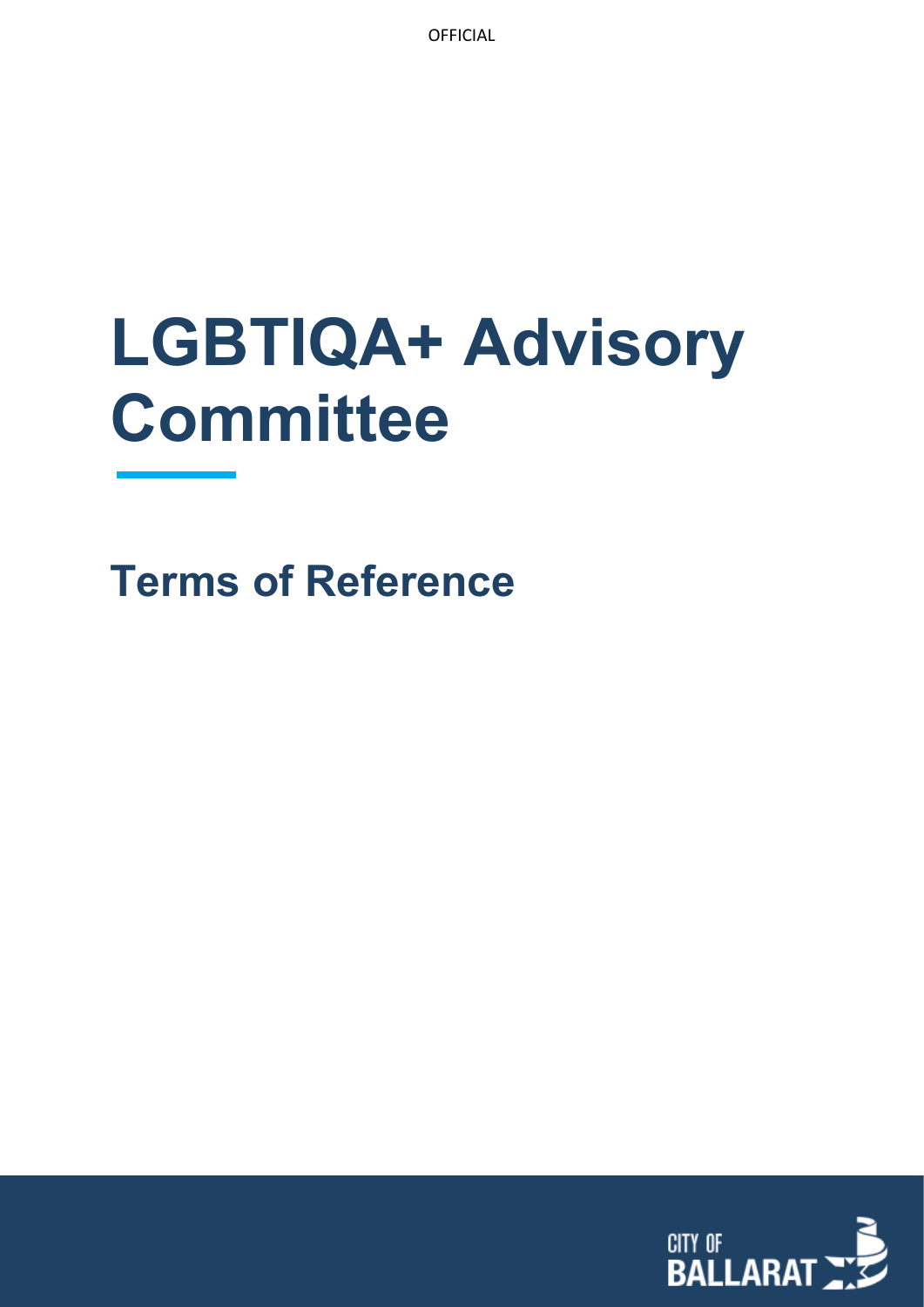OFFICIAL

# LGBTIQA+ Advisory Committee

## Terms of Reference

CITY OF BALLARAT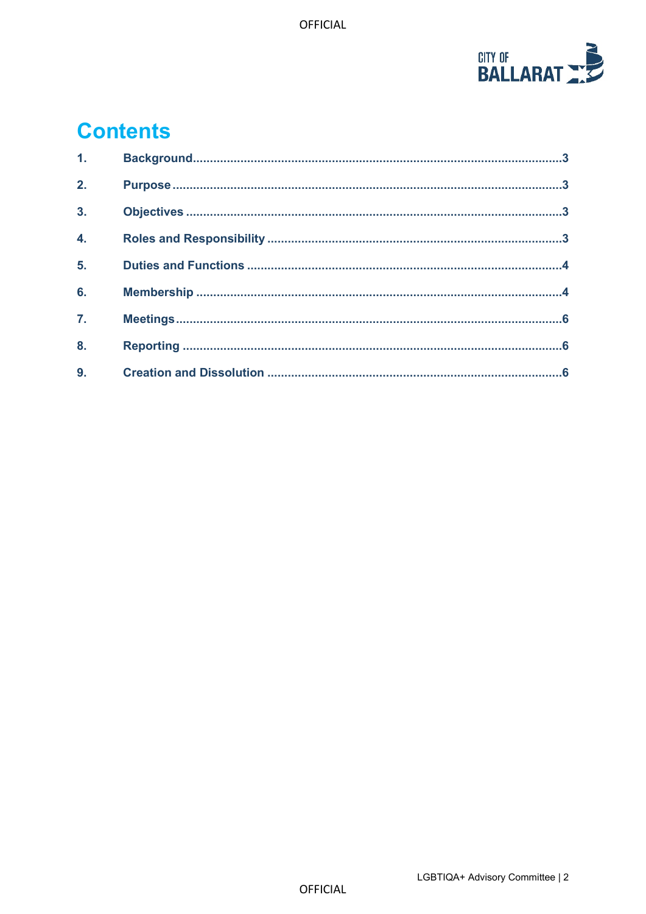# Contents

| | | |
|---|---|---|
| 1. | Background | 3 |
| 2. | Purpose | 3 |
| 3. | Objectives | 3 |
| 4. | Roles and Responsibility | 3 |
| 5. | Duties and Functions | 4 |
| 6. | Membership | 4 |
| 7. | Meetings | 6 |
| 8. | Reporting | 6 |
| 9. | Creation and Dissolution | 6 |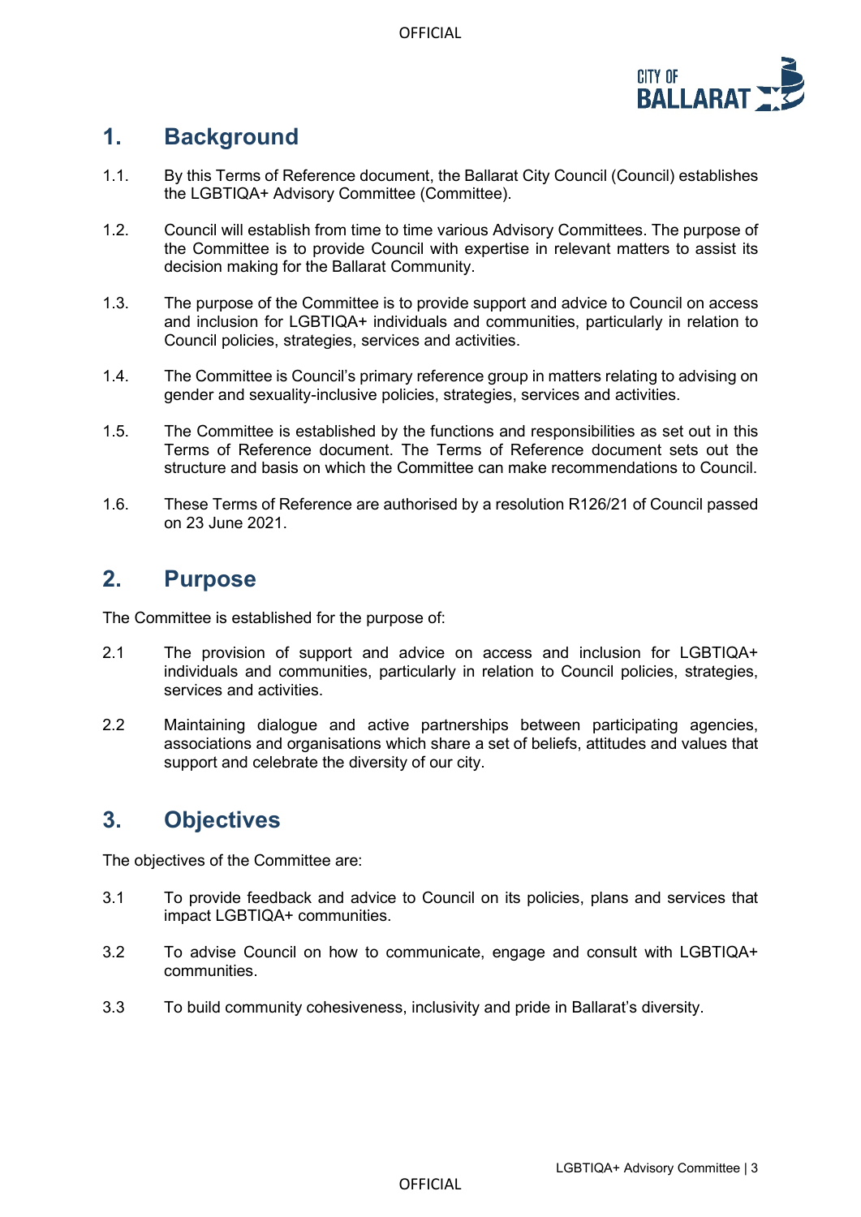## 1. Background

1.1. By this Terms of Reference document, the Ballarat City Council (Council) establishes the LGBTIQA+ Advisory Committee (Committee).

1.2. Council will establish from time to time various Advisory Committees. The purpose of the Committee is to provide Council with expertise in relevant matters to assist its decision making for the Ballarat Community.

1.3. The purpose of the Committee is to provide support and advice to Council on access and inclusion for LGBTIQA+ individuals and communities, particularly in relation to Council policies, strategies, services and activities.

1.4. The Committee is Council's primary reference group in matters relating to advising on gender and sexuality-inclusive policies, strategies, services and activities.

1.5. The Committee is established by the functions and responsibilities as set out in this Terms of Reference document. The Terms of Reference document sets out the structure and basis on which the Committee can make recommendations to Council.

1.6. These Terms of Reference are authorised by a resolution R126/21 of Council passed on 23 June 2021.

## 2. Purpose

The Committee is established for the purpose of:

2.1 The provision of support and advice on access and inclusion for LGBTIQA+ individuals and communities, particularly in relation to Council policies, strategies, services and activities.

2.2 Maintaining dialogue and active partnerships between participating agencies, associations and organisations which share a set of beliefs, attitudes and values that support and celebrate the diversity of our city.

## 3. Objectives

The objectives of the Committee are:

3.1 To provide feedback and advice to Council on its policies, plans and services that impact LGBTIQA+ communities.

3.2 To advise Council on how to communicate, engage and consult with LGBTIQA+ communities.

3.3 To build community cohesiveness, inclusivity and pride in Ballarat's diversity.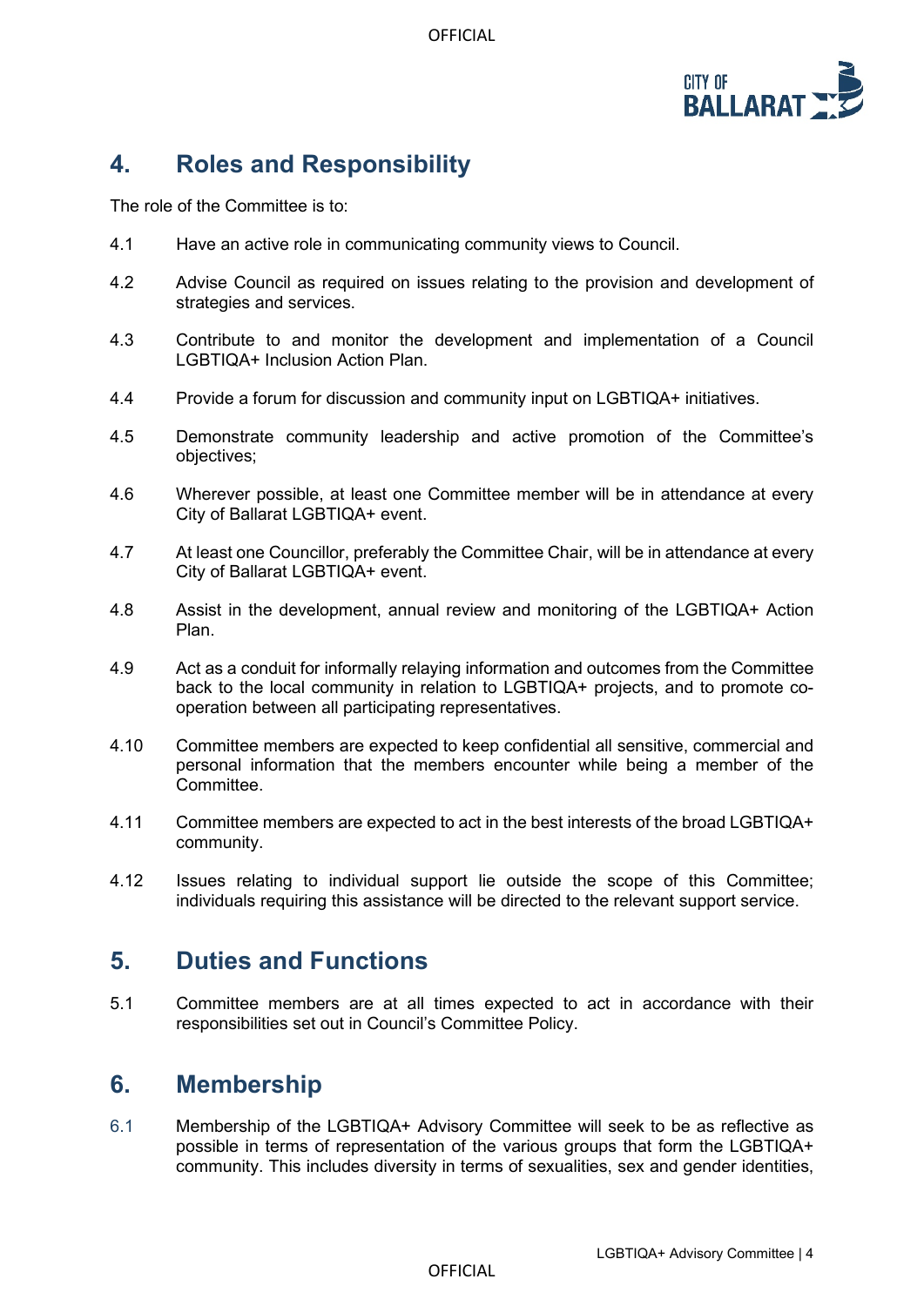## 4. Roles and Responsibility

The role of the Committee is to:

4.1 Have an active role in communicating community views to Council.

4.2 Advise Council as required on issues relating to the provision and development of strategies and services.

4.3 Contribute to and monitor the development and implementation of a Council LGBTIQA+ Inclusion Action Plan.

4.4 Provide a forum for discussion and community input on LGBTIQA+ initiatives.

4.5 Demonstrate community leadership and active promotion of the Committee's objectives;

4.6 Wherever possible, at least one Committee member will be in attendance at every City of Ballarat LGBTIQA+ event.

4.7 At least one Councillor, preferably the Committee Chair, will be in attendance at every City of Ballarat LGBTIQA+ event.

4.8 Assist in the development, annual review and monitoring of the LGBTIQA+ Action Plan.

4.9 Act as a conduit for informally relaying information and outcomes from the Committee back to the local community in relation to LGBTIQA+ projects, and to promote co-operation between all participating representatives.

4.10 Committee members are expected to keep confidential all sensitive, commercial and personal information that the members encounter while being a member of the Committee.

4.11 Committee members are expected to act in the best interests of the broad LGBTIQA+ community.

4.12 Issues relating to individual support lie outside the scope of this Committee; individuals requiring this assistance will be directed to the relevant support service.

## 5. Duties and Functions

5.1 Committee members are at all times expected to act in accordance with their responsibilities set out in Council's Committee Policy.

## 6. Membership

6.1 Membership of the LGBTIQA+ Advisory Committee will seek to be as reflective as possible in terms of representation of the various groups that form the LGBTIQA+ community. This includes diversity in terms of sexualities, sex and gender identities,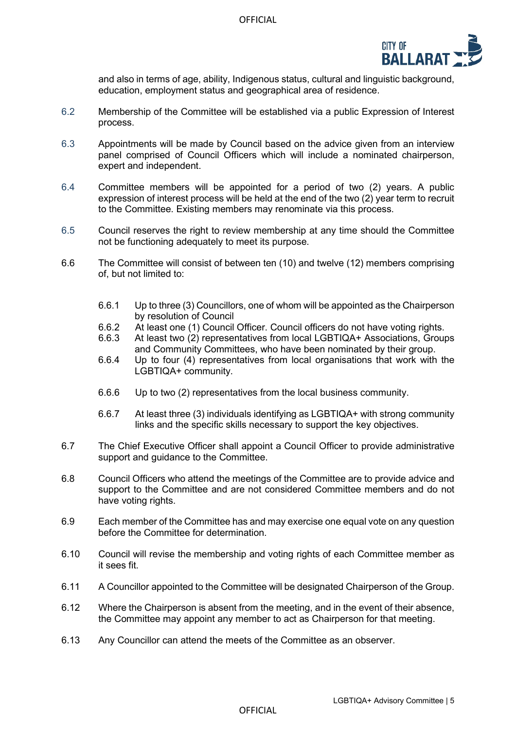and also in terms of age, ability, Indigenous status, cultural and linguistic background, education, employment status and geographical area of residence.

6.2 Membership of the Committee will be established via a public Expression of Interest process.

6.3 Appointments will be made by Council based on the advice given from an interview panel comprised of Council Officers which will include a nominated chairperson, expert and independent.

6.4 Committee members will be appointed for a period of two (2) years. A public expression of interest process will be held at the end of the two (2) year term to recruit to the Committee. Existing members may renominate via this process.

6.5 Council reserves the right to review membership at any time should the Committee not be functioning adequately to meet its purpose.

6.6 The Committee will consist of between ten (10) and twelve (12) members comprising of, but not limited to:

- 6.6.1 Up to three (3) Councillors, one of whom will be appointed as the Chairperson by resolution of Council
- 6.6.2 At least one (1) Council Officer. Council officers do not have voting rights.
- 6.6.3 At least two (2) representatives from local LGBTIQA+ Associations, Groups and Community Committees, who have been nominated by their group.
- 6.6.4 Up to four (4) representatives from local organisations that work with the LGBTIQA+ community.
- 6.6.6 Up to two (2) representatives from the local business community.
- 6.6.7 At least three (3) individuals identifying as LGBTIQA+ with strong community links and the specific skills necessary to support the key objectives.

6.7 The Chief Executive Officer shall appoint a Council Officer to provide administrative support and guidance to the Committee.

6.8 Council Officers who attend the meetings of the Committee are to provide advice and support to the Committee and are not considered Committee members and do not have voting rights.

6.9 Each member of the Committee has and may exercise one equal vote on any question before the Committee for determination.

6.10 Council will revise the membership and voting rights of each Committee member as it sees fit.

6.11 A Councillor appointed to the Committee will be designated Chairperson of the Group.

6.12 Where the Chairperson is absent from the meeting, and in the event of their absence, the Committee may appoint any member to act as Chairperson for that meeting.

6.13 Any Councillor can attend the meets of the Committee as an observer.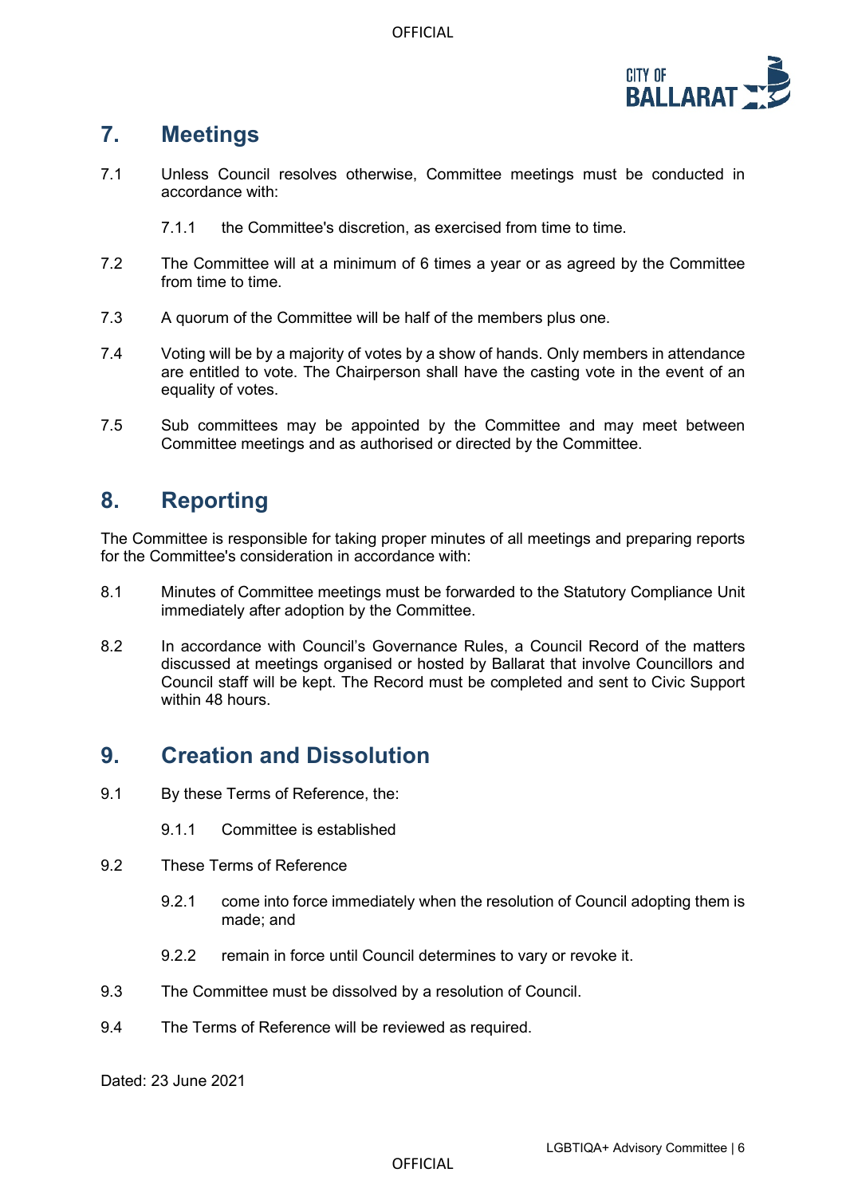## 7. Meetings

7.1 Unless Council resolves otherwise, Committee meetings must be conducted in accordance with:

7.1.1 the Committee's discretion, as exercised from time to time.

7.2 The Committee will at a minimum of 6 times a year or as agreed by the Committee from time to time.

7.3 A quorum of the Committee will be half of the members plus one.

7.4 Voting will be by a majority of votes by a show of hands. Only members in attendance are entitled to vote. The Chairperson shall have the casting vote in the event of an equality of votes.

7.5 Sub committees may be appointed by the Committee and may meet between Committee meetings and as authorised or directed by the Committee.

## 8. Reporting

The Committee is responsible for taking proper minutes of all meetings and preparing reports for the Committee's consideration in accordance with:

8.1 Minutes of Committee meetings must be forwarded to the Statutory Compliance Unit immediately after adoption by the Committee.

8.2 In accordance with Council's Governance Rules, a Council Record of the matters discussed at meetings organised or hosted by Ballarat that involve Councillors and Council staff will be kept. The Record must be completed and sent to Civic Support within 48 hours.

## 9. Creation and Dissolution

9.1 By these Terms of Reference, the:

9.1.1 Committee is established

9.2 These Terms of Reference

9.2.1 come into force immediately when the resolution of Council adopting them is made; and

9.2.2 remain in force until Council determines to vary or revoke it.

9.3 The Committee must be dissolved by a resolution of Council.

9.4 The Terms of Reference will be reviewed as required.

Dated: 23 June 2021